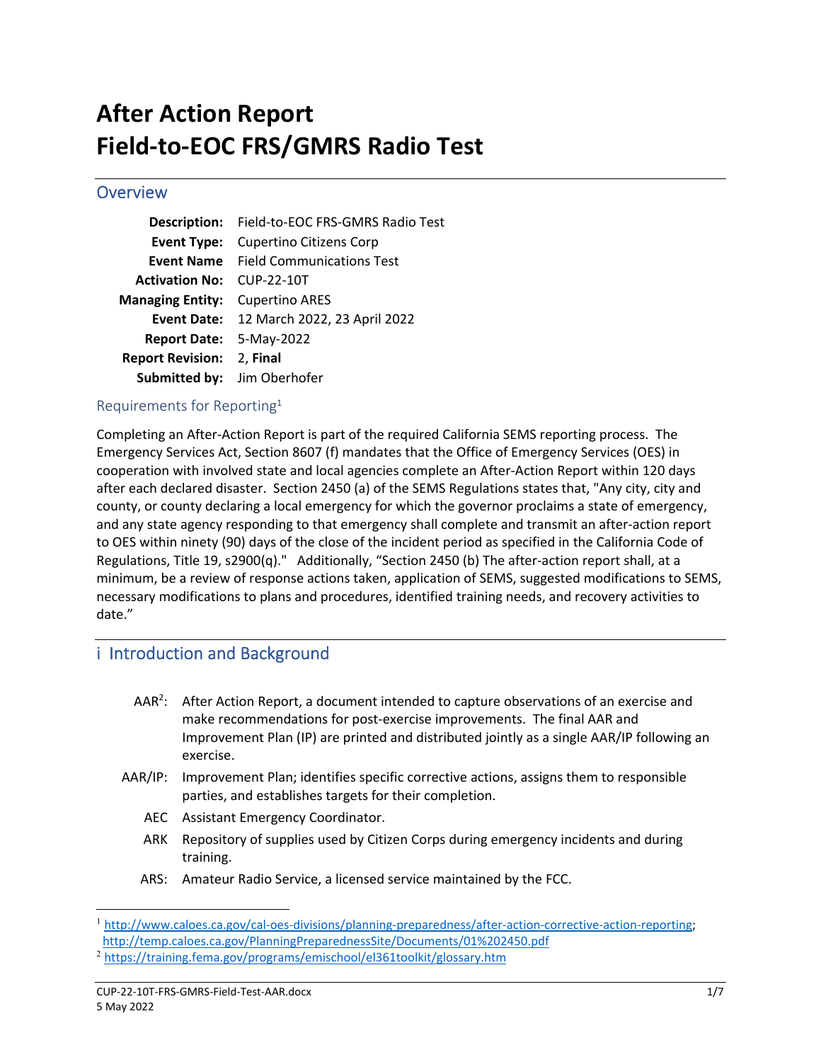# After Action Report
# Field-to-EOC FRS/GMRS Radio Test

## Overview

| | |
|---|---|
| **Description:** | Field-to-EOC FRS-GMRS Radio Test |
| **Event Type:** | Cupertino Citizens Corp |
| **Event Name** | Field Communications Test |
| **Activation No:** | CUP-22-10T |
| **Managing Entity:** | Cupertino ARES |
| **Event Date:** | 12 March 2022, 23 April 2022 |
| **Report Date:** | 5-May-2022 |
| **Report Revision:** | 2, **Final** |
| **Submitted by:** | Jim Oberhofer |

### Requirements for Reporting[1]

Completing an After-Action Report is part of the required California SEMS reporting process. The Emergency Services Act, Section 8607 (f) mandates that the Office of Emergency Services (OES) in cooperation with involved state and local agencies complete an After-Action Report within 120 days after each declared disaster. Section 2450 (a) of the SEMS Regulations states that, "Any city, city and county, or county declaring a local emergency for which the governor proclaims a state of emergency, and any state agency responding to that emergency shall complete and transmit an after-action report to OES within ninety (90) days of the close of the incident period as specified in the California Code of Regulations, Title 19, s2900(q)." Additionally, "Section 2450 (b) The after-action report shall, at a minimum, be a review of response actions taken, application of SEMS, suggested modifications to SEMS, necessary modifications to plans and procedures, identified training needs, and recovery activities to date."

## i Introduction and Background

- AAR[2]: After Action Report, a document intended to capture observations of an exercise and make recommendations for post-exercise improvements. The final AAR and Improvement Plan (IP) are printed and distributed jointly as a single AAR/IP following an exercise.
- AAR/IP: Improvement Plan; identifies specific corrective actions, assigns them to responsible parties, and establishes targets for their completion.
- AEC Assistant Emergency Coordinator.
- ARK Repository of supplies used by Citizen Corps during emergency incidents and during training.
- ARS: Amateur Radio Service, a licensed service maintained by the FCC.

---

[1] http://www.caloes.ca.gov/cal-oes-divisions/planning-preparedness/after-action-corrective-action-reporting; http://temp.caloes.ca.gov/PlanningPreparednessSite/Documents/01%202450.pdf

[2] https://training.fema.gov/programs/emischool/el361toolkit/glossary.htm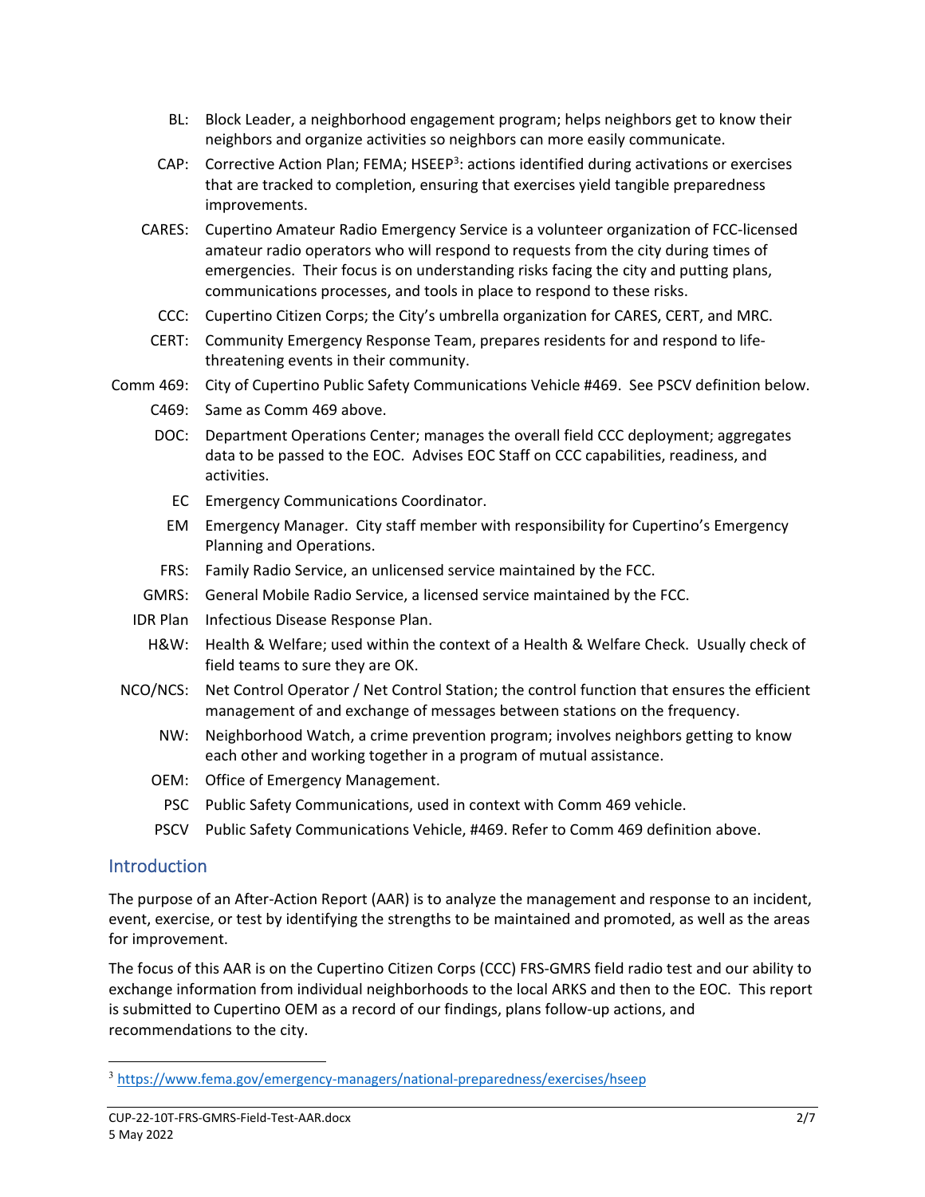BL: Block Leader, a neighborhood engagement program; helps neighbors get to know their neighbors and organize activities so neighbors can more easily communicate.

CAP: Corrective Action Plan; FEMA; HSEEP[3]: actions identified during activations or exercises that are tracked to completion, ensuring that exercises yield tangible preparedness improvements.

CARES: Cupertino Amateur Radio Emergency Service is a volunteer organization of FCC-licensed amateur radio operators who will respond to requests from the city during times of emergencies. Their focus is on understanding risks facing the city and putting plans, communications processes, and tools in place to respond to these risks.

CCC: Cupertino Citizen Corps; the City's umbrella organization for CARES, CERT, and MRC.

CERT: Community Emergency Response Team, prepares residents for and respond to life-threatening events in their community.

Comm 469: City of Cupertino Public Safety Communications Vehicle #469. See PSCV definition below.

C469: Same as Comm 469 above.

DOC: Department Operations Center; manages the overall field CCC deployment; aggregates data to be passed to the EOC. Advises EOC Staff on CCC capabilities, readiness, and activities.

EC Emergency Communications Coordinator.

EM Emergency Manager. City staff member with responsibility for Cupertino's Emergency Planning and Operations.

FRS: Family Radio Service, an unlicensed service maintained by the FCC.

GMRS: General Mobile Radio Service, a licensed service maintained by the FCC.

IDR Plan Infectious Disease Response Plan.

H&W: Health & Welfare; used within the context of a Health & Welfare Check. Usually check of field teams to sure they are OK.

NCO/NCS: Net Control Operator / Net Control Station; the control function that ensures the efficient management of and exchange of messages between stations on the frequency.

NW: Neighborhood Watch, a crime prevention program; involves neighbors getting to know each other and working together in a program of mutual assistance.

OEM: Office of Emergency Management.

PSC Public Safety Communications, used in context with Comm 469 vehicle.

PSCV Public Safety Communications Vehicle, #469. Refer to Comm 469 definition above.

## Introduction

The purpose of an After-Action Report (AAR) is to analyze the management and response to an incident, event, exercise, or test by identifying the strengths to be maintained and promoted, as well as the areas for improvement.

The focus of this AAR is on the Cupertino Citizen Corps (CCC) FRS-GMRS field radio test and our ability to exchange information from individual neighborhoods to the local ARKS and then to the EOC. This report is submitted to Cupertino OEM as a record of our findings, plans follow-up actions, and recommendations to the city.

[3] https://www.fema.gov/emergency-managers/national-preparedness/exercises/hseep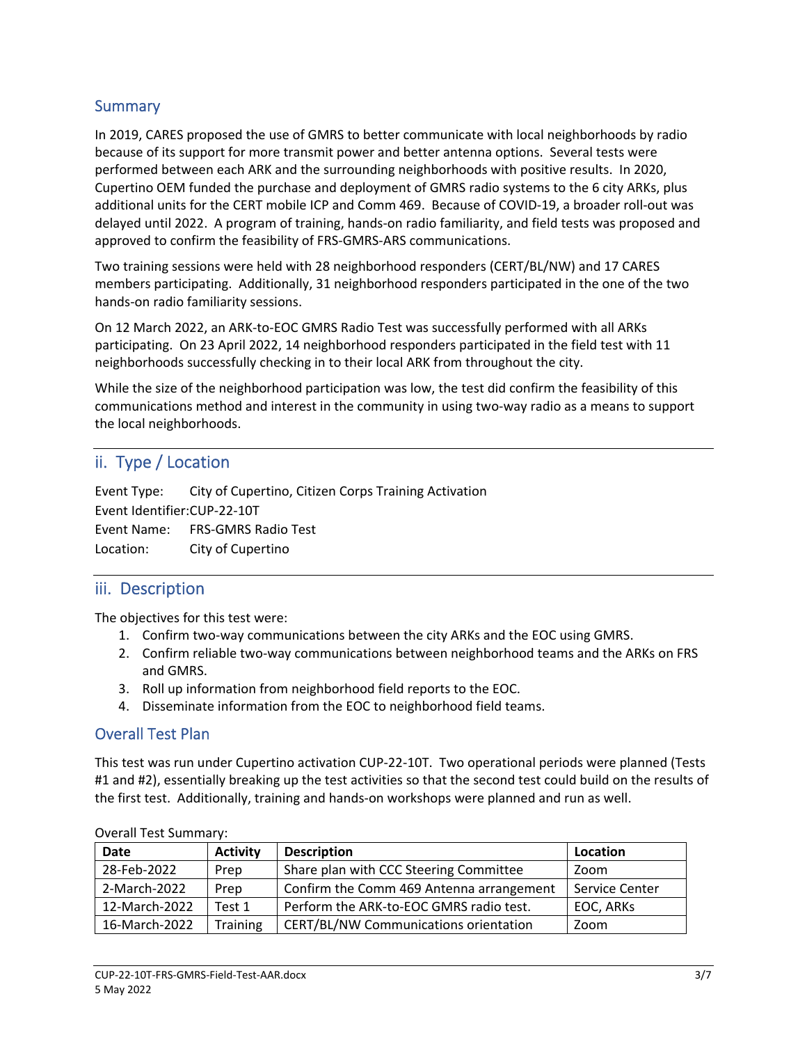## Summary

In 2019, CARES proposed the use of GMRS to better communicate with local neighborhoods by radio because of its support for more transmit power and better antenna options. Several tests were performed between each ARK and the surrounding neighborhoods with positive results. In 2020, Cupertino OEM funded the purchase and deployment of GMRS radio systems to the 6 city ARKs, plus additional units for the CERT mobile ICP and Comm 469. Because of COVID-19, a broader roll-out was delayed until 2022. A program of training, hands-on radio familiarity, and field tests was proposed and approved to confirm the feasibility of FRS-GMRS-ARS communications.

Two training sessions were held with 28 neighborhood responders (CERT/BL/NW) and 17 CARES members participating. Additionally, 31 neighborhood responders participated in the one of the two hands-on radio familiarity sessions.

On 12 March 2022, an ARK-to-EOC GMRS Radio Test was successfully performed with all ARKs participating. On 23 April 2022, 14 neighborhood responders participated in the field test with 11 neighborhoods successfully checking in to their local ARK from throughout the city.

While the size of the neighborhood participation was low, the test did confirm the feasibility of this communications method and interest in the community in using two-way radio as a means to support the local neighborhoods.

## ii. Type / Location

Event Type: City of Cupertino, Citizen Corps Training Activation
Event Identifier: CUP-22-10T
Event Name: FRS-GMRS Radio Test
Location: City of Cupertino

## iii. Description

The objectives for this test were:

1. Confirm two-way communications between the city ARKs and the EOC using GMRS.
2. Confirm reliable two-way communications between neighborhood teams and the ARKs on FRS and GMRS.
3. Roll up information from neighborhood field reports to the EOC.
4. Disseminate information from the EOC to neighborhood field teams.

## Overall Test Plan

This test was run under Cupertino activation CUP-22-10T. Two operational periods were planned (Tests #1 and #2), essentially breaking up the test activities so that the second test could build on the results of the first test. Additionally, training and hands-on workshops were planned and run as well.

Overall Test Summary:

| Date | Activity | Description | Location |
|---|---|---|---|
| 28-Feb-2022 | Prep | Share plan with CCC Steering Committee | Zoom |
| 2-March-2022 | Prep | Confirm the Comm 469 Antenna arrangement | Service Center |
| 12-March-2022 | Test 1 | Perform the ARK-to-EOC GMRS radio test. | EOC, ARKs |
| 16-March-2022 | Training | CERT/BL/NW Communications orientation | Zoom |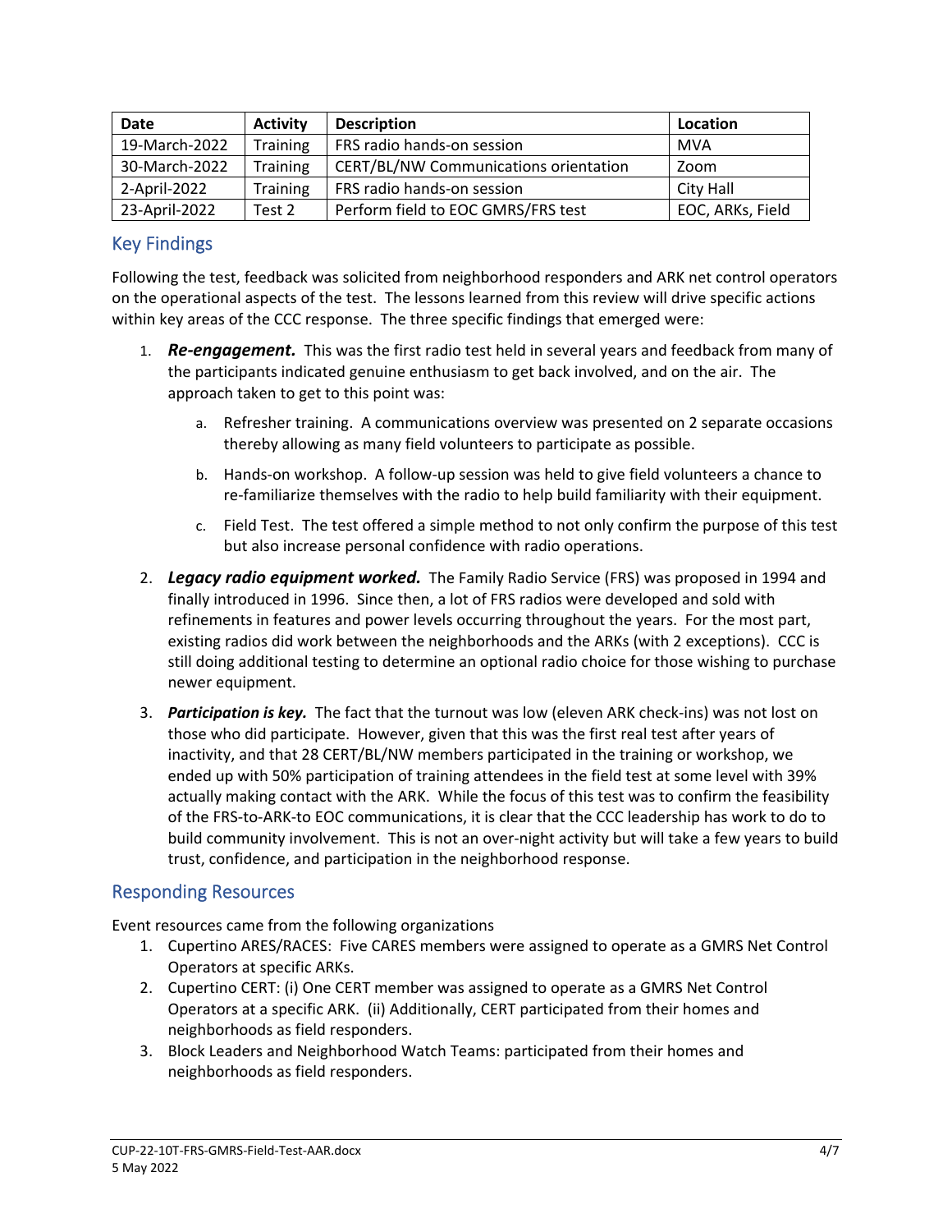| Date | Activity | Description | Location |
|---|---|---|---|
| 19-March-2022 | Training | FRS radio hands-on session | MVA |
| 30-March-2022 | Training | CERT/BL/NW Communications orientation | Zoom |
| 2-April-2022 | Training | FRS radio hands-on session | City Hall |
| 23-April-2022 | Test 2 | Perform field to EOC GMRS/FRS test | EOC, ARKs, Field |

## Key Findings

Following the test, feedback was solicited from neighborhood responders and ARK net control operators on the operational aspects of the test. The lessons learned from this review will drive specific actions within key areas of the CCC response. The three specific findings that emerged were:

1. ***Re-engagement.*** This was the first radio test held in several years and feedback from many of the participants indicated genuine enthusiasm to get back involved, and on the air. The approach taken to get to this point was:
   a. Refresher training. A communications overview was presented on 2 separate occasions thereby allowing as many field volunteers to participate as possible.
   b. Hands-on workshop. A follow-up session was held to give field volunteers a chance to re-familiarize themselves with the radio to help build familiarity with their equipment.
   c. Field Test. The test offered a simple method to not only confirm the purpose of this test but also increase personal confidence with radio operations.
2. ***Legacy radio equipment worked.*** The Family Radio Service (FRS) was proposed in 1994 and finally introduced in 1996. Since then, a lot of FRS radios were developed and sold with refinements in features and power levels occurring throughout the years. For the most part, existing radios did work between the neighborhoods and the ARKs (with 2 exceptions). CCC is still doing additional testing to determine an optional radio choice for those wishing to purchase newer equipment.
3. ***Participation is key.*** The fact that the turnout was low (eleven ARK check-ins) was not lost on those who did participate. However, given that this was the first real test after years of inactivity, and that 28 CERT/BL/NW members participated in the training or workshop, we ended up with 50% participation of training attendees in the field test at some level with 39% actually making contact with the ARK. While the focus of this test was to confirm the feasibility of the FRS-to-ARK-to EOC communications, it is clear that the CCC leadership has work to do to build community involvement. This is not an over-night activity but will take a few years to build trust, confidence, and participation in the neighborhood response.

## Responding Resources

Event resources came from the following organizations

1. Cupertino ARES/RACES: Five CARES members were assigned to operate as a GMRS Net Control Operators at specific ARKs.
2. Cupertino CERT: (i) One CERT member was assigned to operate as a GMRS Net Control Operators at a specific ARK. (ii) Additionally, CERT participated from their homes and neighborhoods as field responders.
3. Block Leaders and Neighborhood Watch Teams: participated from their homes and neighborhoods as field responders.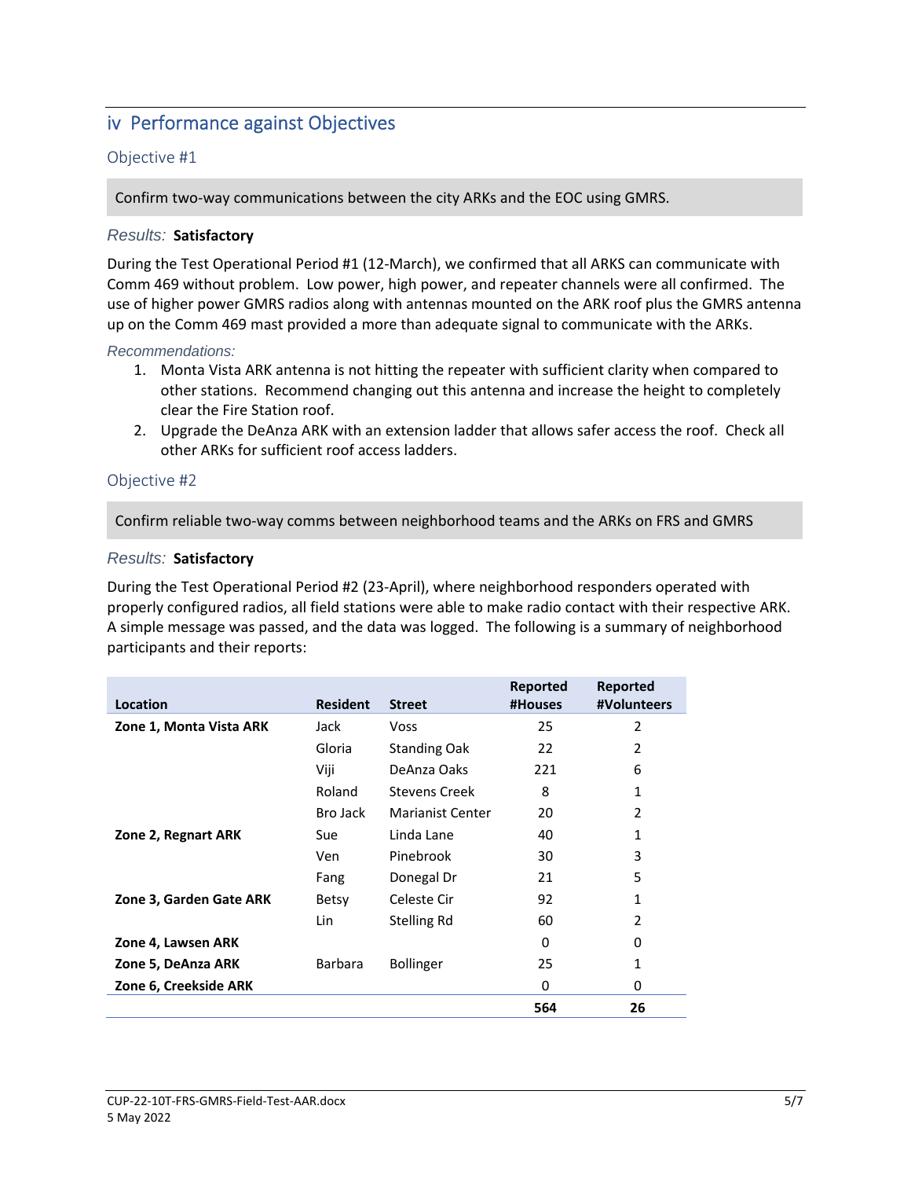## iv Performance against Objectives

### Objective #1

Confirm two-way communications between the city ARKs and the EOC using GMRS.

*Results:* **Satisfactory**

During the Test Operational Period #1 (12-March), we confirmed that all ARKS can communicate with Comm 469 without problem. Low power, high power, and repeater channels were all confirmed. The use of higher power GMRS radios along with antennas mounted on the ARK roof plus the GMRS antenna up on the Comm 469 mast provided a more than adequate signal to communicate with the ARKs.

*Recommendations:*

1. Monta Vista ARK antenna is not hitting the repeater with sufficient clarity when compared to other stations. Recommend changing out this antenna and increase the height to completely clear the Fire Station roof.
2. Upgrade the DeAnza ARK with an extension ladder that allows safer access the roof. Check all other ARKs for sufficient roof access ladders.

### Objective #2

Confirm reliable two-way comms between neighborhood teams and the ARKs on FRS and GMRS

*Results:* **Satisfactory**

During the Test Operational Period #2 (23-April), where neighborhood responders operated with properly configured radios, all field stations were able to make radio contact with their respective ARK. A simple message was passed, and the data was logged. The following is a summary of neighborhood participants and their reports:

| Location | Resident | Street | Reported #Houses | Reported #Volunteers |
|---|---|---|---|---|
| **Zone 1, Monta Vista ARK** | Jack | Voss | 25 | 2 |
| | Gloria | Standing Oak | 22 | 2 |
| | Viji | DeAnza Oaks | 221 | 6 |
| | Roland | Stevens Creek | 8 | 1 |
| | Bro Jack | Marianist Center | 20 | 2 |
| **Zone 2, Regnart ARK** | Sue | Linda Lane | 40 | 1 |
| | Ven | Pinebrook | 30 | 3 |
| | Fang | Donegal Dr | 21 | 5 |
| **Zone 3, Garden Gate ARK** | Betsy | Celeste Cir | 92 | 1 |
| | Lin | Stelling Rd | 60 | 2 |
| **Zone 4, Lawsen ARK** | | | 0 | 0 |
| **Zone 5, DeAnza ARK** | Barbara | Bollinger | 25 | 1 |
| **Zone 6, Creekside ARK** | | | 0 | 0 |
| | | | **564** | **26** |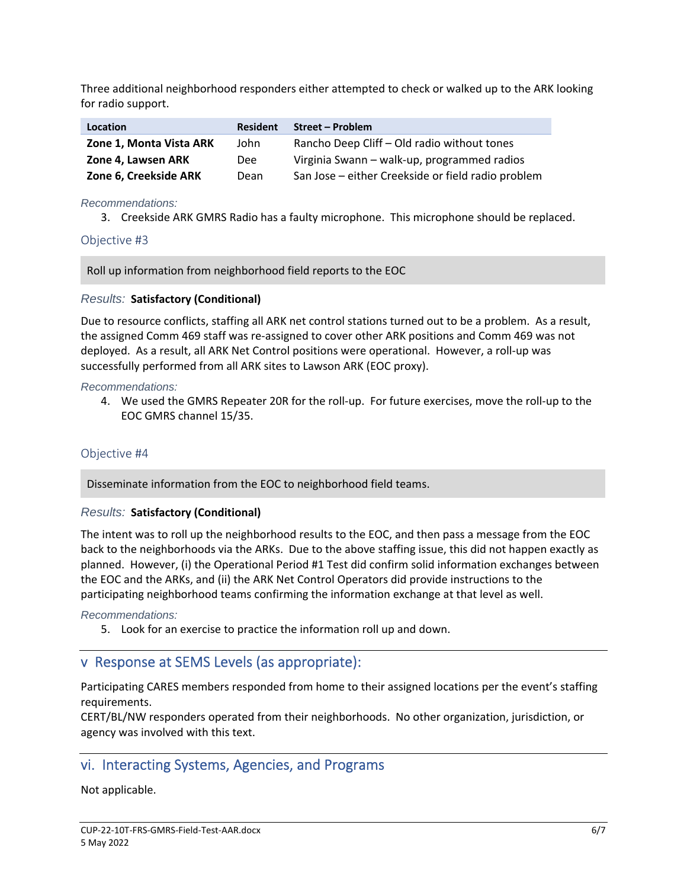Three additional neighborhood responders either attempted to check or walked up to the ARK looking for radio support.

| Location | Resident | Street – Problem |
|---|---|---|
| **Zone 1, Monta Vista ARK** | John | Rancho Deep Cliff – Old radio without tones |
| **Zone 4, Lawsen ARK** | Dee | Virginia Swann – walk-up, programmed radios |
| **Zone 6, Creekside ARK** | Dean | San Jose – either Creekside or field radio problem |

*Recommendations:*

3. Creekside ARK GMRS Radio has a faulty microphone. This microphone should be replaced.

### Objective #3

Roll up information from neighborhood field reports to the EOC

*Results:* **Satisfactory (Conditional)**

Due to resource conflicts, staffing all ARK net control stations turned out to be a problem. As a result, the assigned Comm 469 staff was re-assigned to cover other ARK positions and Comm 469 was not deployed. As a result, all ARK Net Control positions were operational. However, a roll-up was successfully performed from all ARK sites to Lawson ARK (EOC proxy).

*Recommendations:*

4. We used the GMRS Repeater 20R for the roll-up. For future exercises, move the roll-up to the EOC GMRS channel 15/35.

### Objective #4

Disseminate information from the EOC to neighborhood field teams.

*Results:* **Satisfactory (Conditional)**

The intent was to roll up the neighborhood results to the EOC, and then pass a message from the EOC back to the neighborhoods via the ARKs. Due to the above staffing issue, this did not happen exactly as planned. However, (i) the Operational Period #1 Test did confirm solid information exchanges between the EOC and the ARKs, and (ii) the ARK Net Control Operators did provide instructions to the participating neighborhood teams confirming the information exchange at that level as well.

*Recommendations:*

5. Look for an exercise to practice the information roll up and down.

## v Response at SEMS Levels (as appropriate):

Participating CARES members responded from home to their assigned locations per the event's staffing requirements.
CERT/BL/NW responders operated from their neighborhoods. No other organization, jurisdiction, or agency was involved with this text.

## vi. Interacting Systems, Agencies, and Programs

Not applicable.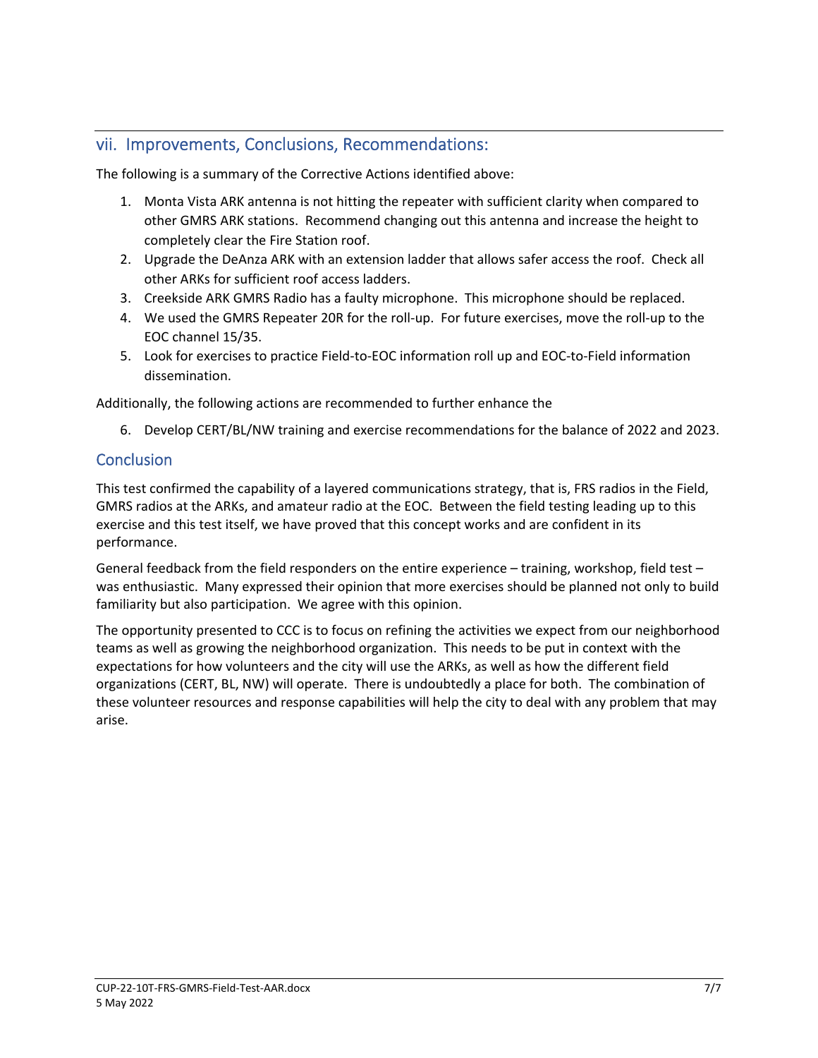## vii. Improvements, Conclusions, Recommendations:

The following is a summary of the Corrective Actions identified above:

1. Monta Vista ARK antenna is not hitting the repeater with sufficient clarity when compared to other GMRS ARK stations. Recommend changing out this antenna and increase the height to completely clear the Fire Station roof.
2. Upgrade the DeAnza ARK with an extension ladder that allows safer access the roof. Check all other ARKs for sufficient roof access ladders.
3. Creekside ARK GMRS Radio has a faulty microphone. This microphone should be replaced.
4. We used the GMRS Repeater 20R for the roll-up. For future exercises, move the roll-up to the EOC channel 15/35.
5. Look for exercises to practice Field-to-EOC information roll up and EOC-to-Field information dissemination.

Additionally, the following actions are recommended to further enhance the

6. Develop CERT/BL/NW training and exercise recommendations for the balance of 2022 and 2023.

## Conclusion

This test confirmed the capability of a layered communications strategy, that is, FRS radios in the Field, GMRS radios at the ARKs, and amateur radio at the EOC. Between the field testing leading up to this exercise and this test itself, we have proved that this concept works and are confident in its performance.

General feedback from the field responders on the entire experience – training, workshop, field test – was enthusiastic. Many expressed their opinion that more exercises should be planned not only to build familiarity but also participation. We agree with this opinion.

The opportunity presented to CCC is to focus on refining the activities we expect from our neighborhood teams as well as growing the neighborhood organization. This needs to be put in context with the expectations for how volunteers and the city will use the ARKs, as well as how the different field organizations (CERT, BL, NW) will operate. There is undoubtedly a place for both. The combination of these volunteer resources and response capabilities will help the city to deal with any problem that may arise.